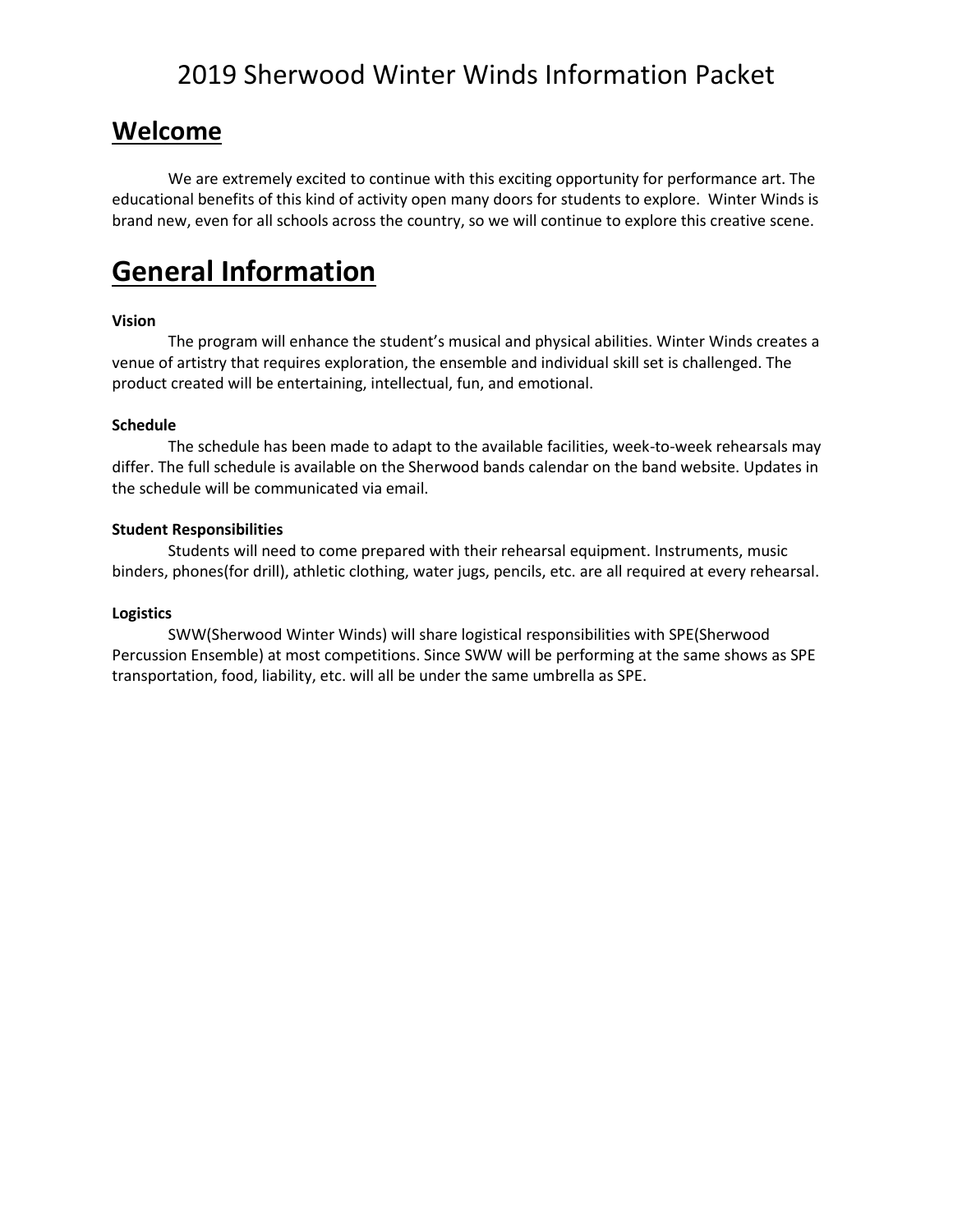# 2019 Sherwood Winter Winds Information Packet

## Welcome

We are extremely excited to continue with this exciting opportunity for performance art. The educational benefits of this kind of activity open many doors for students to explore. Winter Winds is brand new, even for all schools across the country, so we will continue to explore this creative scene.

# General Information

**Vision**

The program will enhance the student's musical and physical abilities. Winter Winds creates a venue of artistry that requires exploration, the ensemble and individual skill set is challenged. The product created will be entertaining, intellectual, fun, and emotional.

**Schedule**

The schedule has been made to adapt to the available facilities, week-to-week rehearsals may differ. The full schedule is available on the Sherwood bands calendar on the band website. Updates in the schedule will be communicated via email.

**Student Responsibilities**

Students will need to come prepared with their rehearsal equipment. Instruments, music binders, phones(for drill), athletic clothing, water jugs, pencils, etc. are all required at every rehearsal.

**Logistics**

SWW(Sherwood Winter Winds) will share logistical responsibilities with SPE(Sherwood Percussion Ensemble) at most competitions. Since SWW will be performing at the same shows as SPE transportation, food, liability, etc. will all be under the same umbrella as SPE.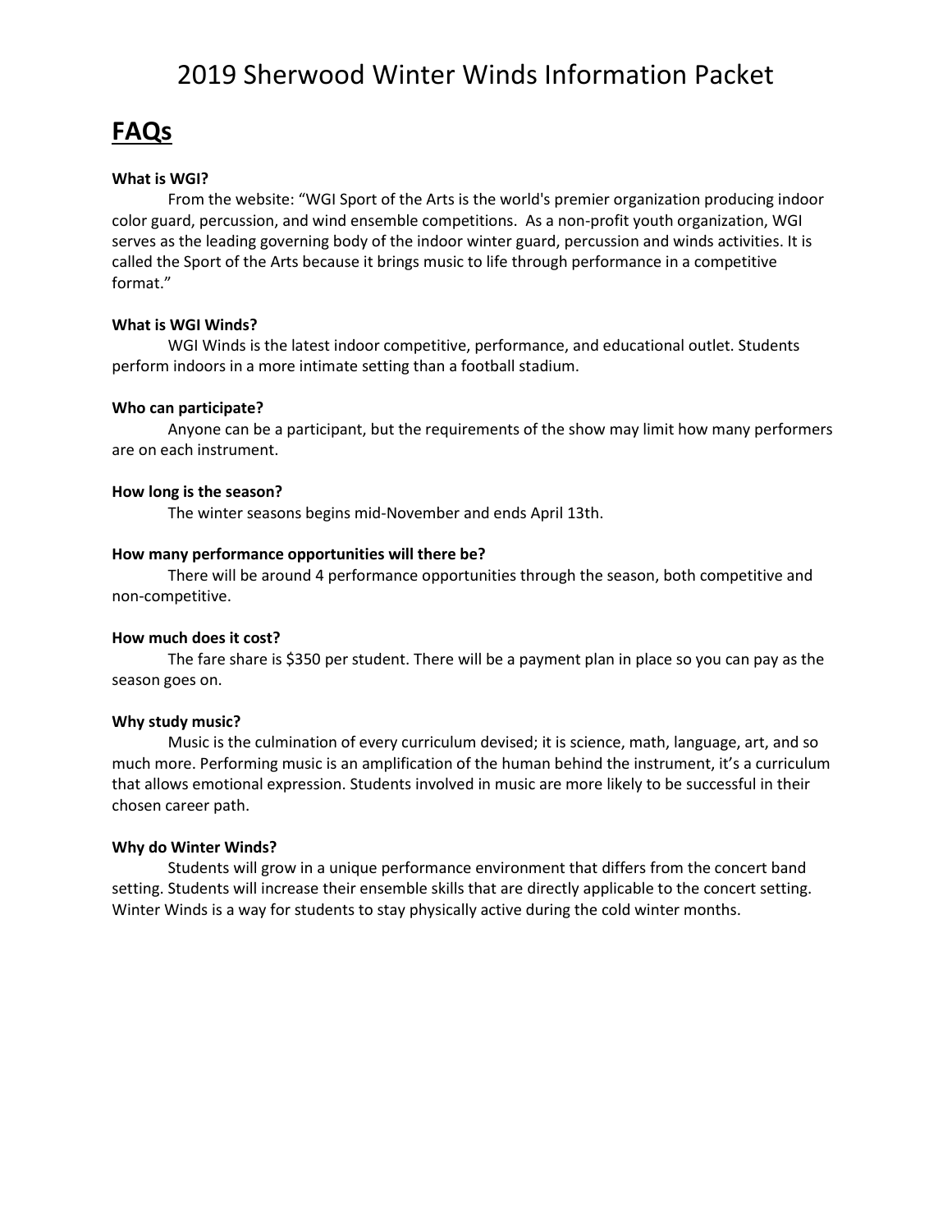# 2019 Sherwood Winter Winds Information Packet

## FAQs

**What is WGI?**

From the website: "WGI Sport of the Arts is the world's premier organization producing indoor color guard, percussion, and wind ensemble competitions. As a non-profit youth organization, WGI serves as the leading governing body of the indoor winter guard, percussion and winds activities. It is called the Sport of the Arts because it brings music to life through performance in a competitive format."

**What is WGI Winds?**

WGI Winds is the latest indoor competitive, performance, and educational outlet. Students perform indoors in a more intimate setting than a football stadium.

**Who can participate?**

Anyone can be a participant, but the requirements of the show may limit how many performers are on each instrument.

**How long is the season?**

The winter seasons begins mid-November and ends April 13th.

**How many performance opportunities will there be?**

There will be around 4 performance opportunities through the season, both competitive and non-competitive.

**How much does it cost?**

The fare share is $350 per student. There will be a payment plan in place so you can pay as the season goes on.

**Why study music?**

Music is the culmination of every curriculum devised; it is science, math, language, art, and so much more. Performing music is an amplification of the human behind the instrument, it's a curriculum that allows emotional expression. Students involved in music are more likely to be successful in their chosen career path.

**Why do Winter Winds?**

Students will grow in a unique performance environment that differs from the concert band setting. Students will increase their ensemble skills that are directly applicable to the concert setting. Winter Winds is a way for students to stay physically active during the cold winter months.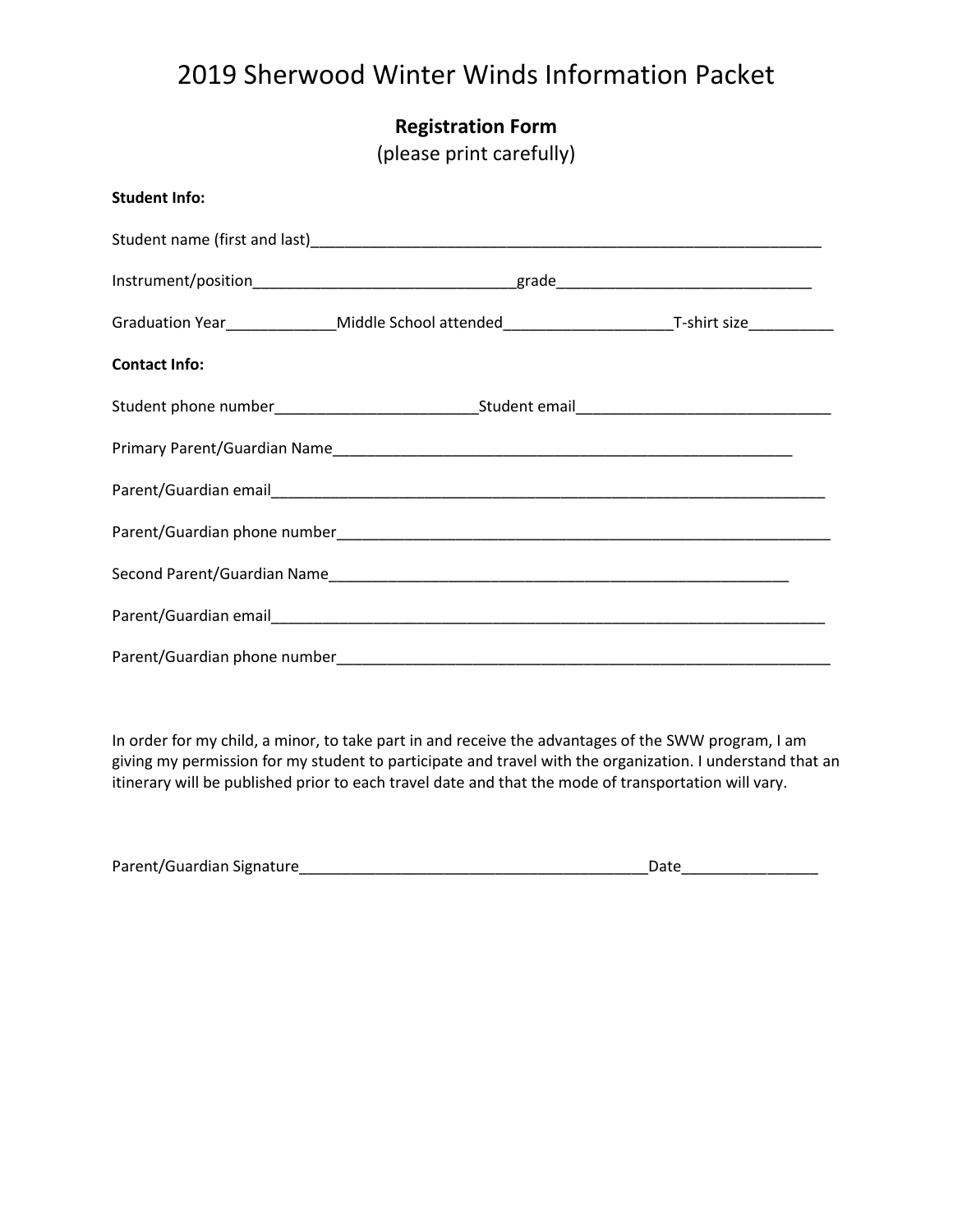# 2019 Sherwood Winter Winds Information Packet

## Registration Form

(please print carefully)

**Student Info:**

Student name (first and last)_______________________________________________________________

Instrument/position________________________________grade_______________________________

Graduation Year_____________Middle School attended____________________T-shirt size__________

**Contact Info:**

Student phone number________________________Student email_______________________________

Primary Parent/Guardian Name__________________________________________________________

Parent/Guardian email_____________________________________________________________________

Parent/Guardian phone number_______________________________________________________________

Second Parent/Guardian Name__________________________________________________________

Parent/Guardian email_____________________________________________________________________

Parent/Guardian phone number_______________________________________________________________

In order for my child, a minor, to take part in and receive the advantages of the SWW program, I am giving my permission for my student to participate and travel with the organization. I understand that an itinerary will be published prior to each travel date and that the mode of transportation will vary.

Parent/Guardian Signature__________________________________________Date________________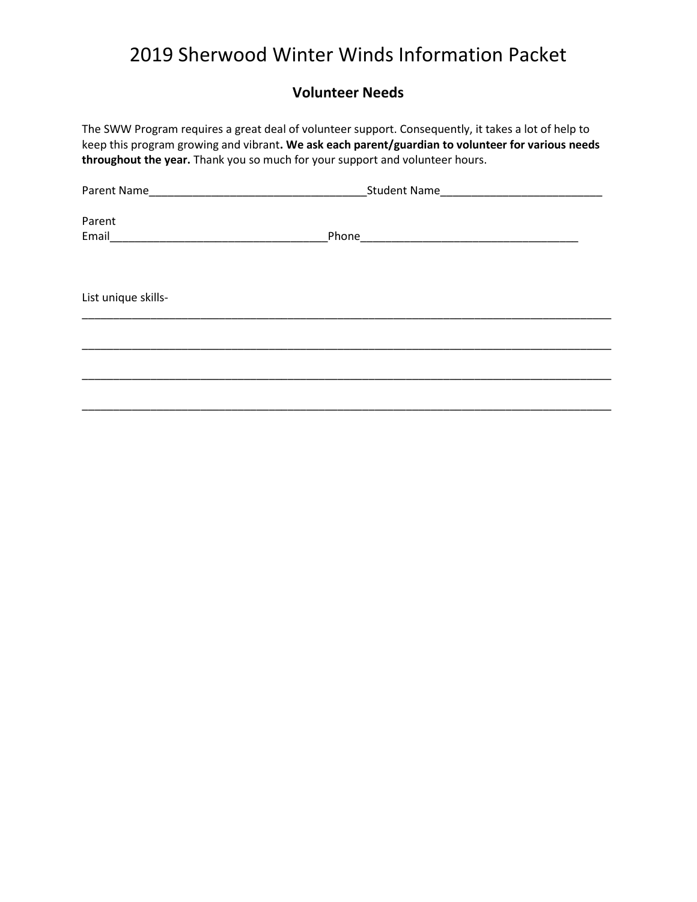# 2019 Sherwood Winter Winds Information Packet

## Volunteer Needs

The SWW Program requires a great deal of volunteer support. Consequently, it takes a lot of help to keep this program growing and vibrant**. We ask each parent/guardian to volunteer for various needs throughout the year.** Thank you so much for your support and volunteer hours.

Parent Name___________________________________Student Name__________________________

Parent Email__________________________________Phone___________________________________

List unique skills-
_____________________________________________________________________________________

_____________________________________________________________________________________

_____________________________________________________________________________________

_____________________________________________________________________________________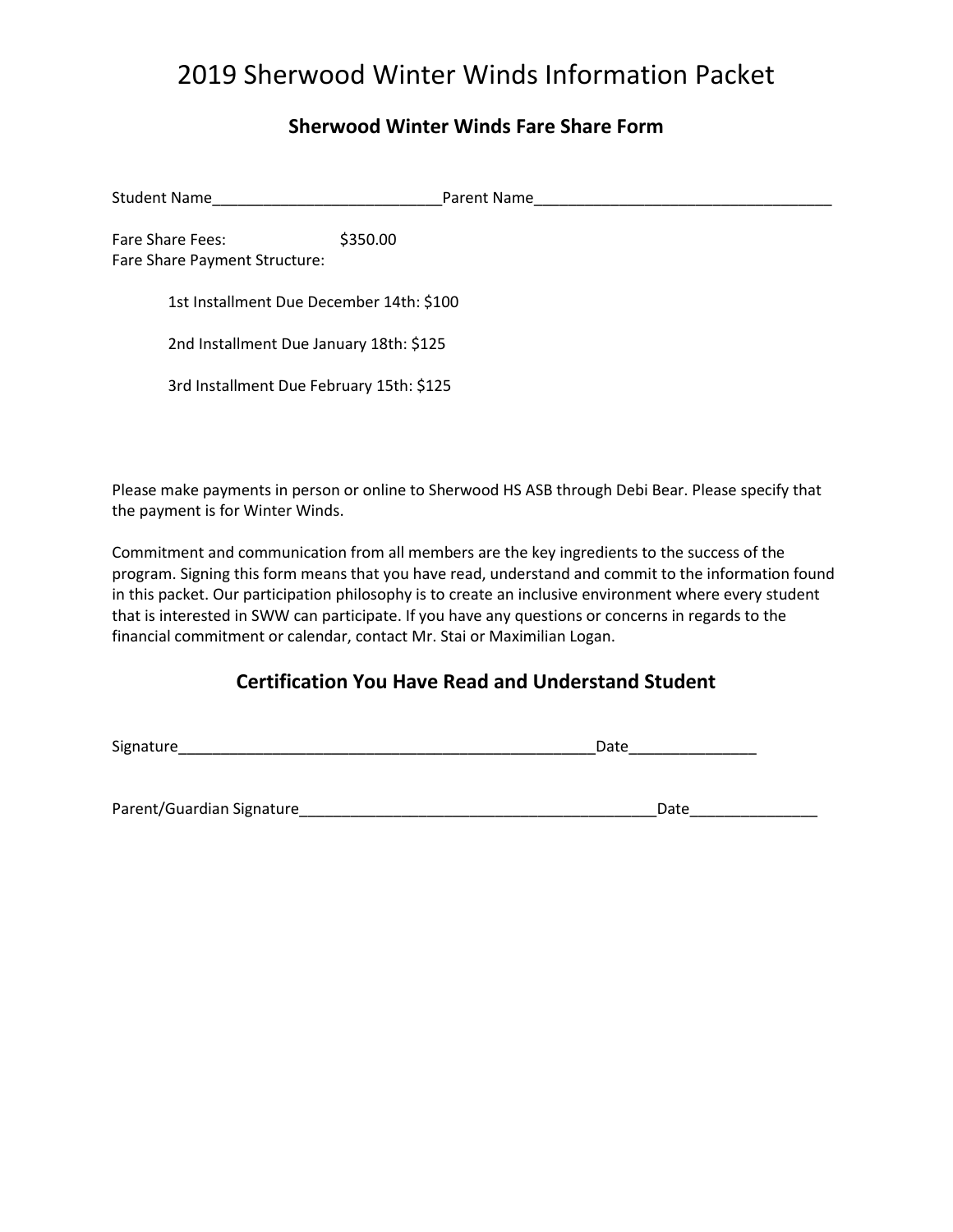# 2019 Sherwood Winter Winds Information Packet

## Sherwood Winter Winds Fare Share Form

Student Name___________________________Parent Name___________________________________

Fare Share Fees: $350.00

Fare Share Payment Structure:

1st Installment Due December 14th: $100

2nd Installment Due January 18th: $125

3rd Installment Due February 15th: $125

Please make payments in person or online to Sherwood HS ASB through Debi Bear. Please specify that the payment is for Winter Winds.

Commitment and communication from all members are the key ingredients to the success of the program. Signing this form means that you have read, understand and commit to the information found in this packet. Our participation philosophy is to create an inclusive environment where every student that is interested in SWW can participate. If you have any questions or concerns in regards to the financial commitment or calendar, contact Mr. Stai or Maximilian Logan.

## Certification You Have Read and Understand Student

Signature___________________________________________________Date_______________

Parent/Guardian Signature___________________________________________Date_______________